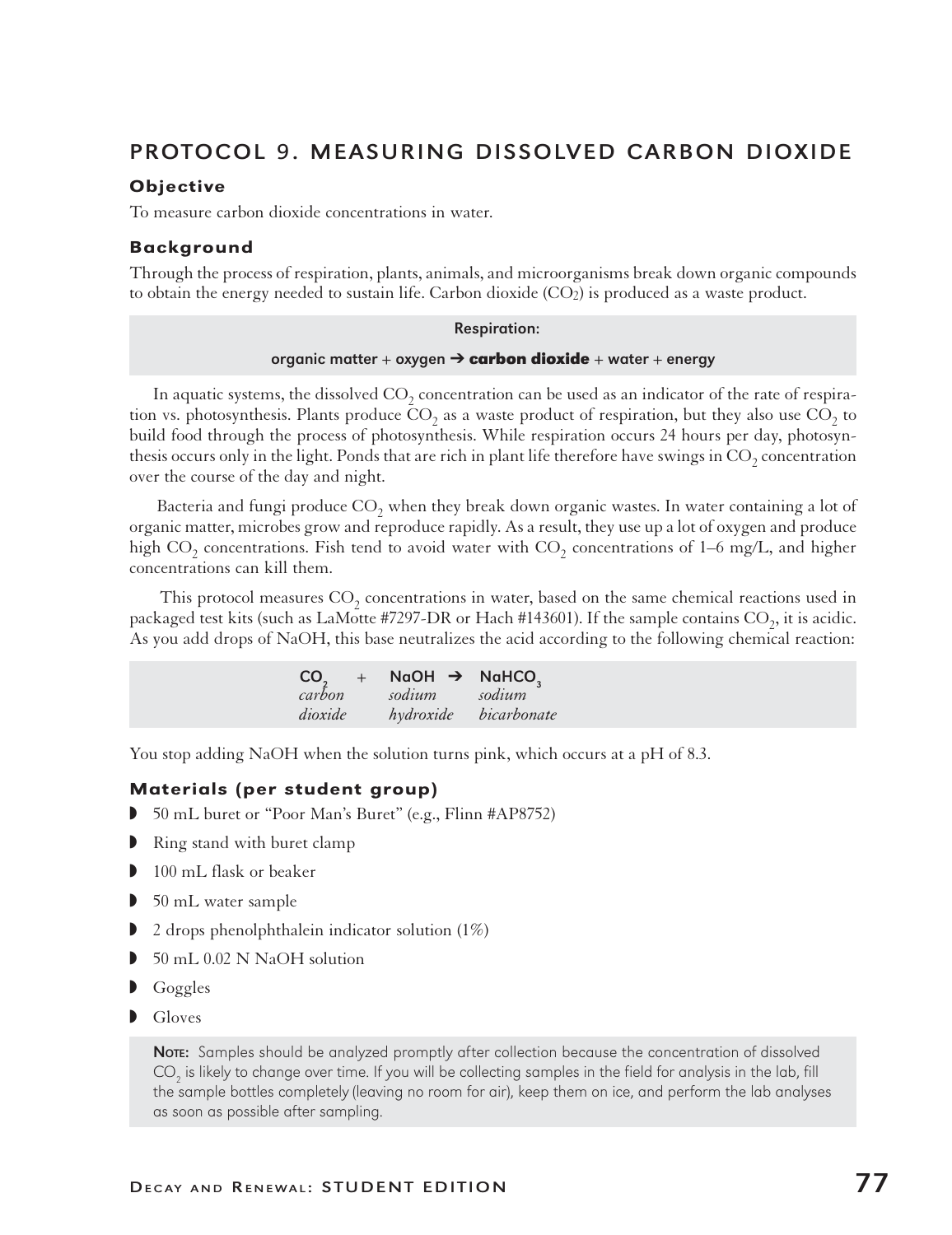# PROTOCOL 9. MEASURING DISSOLVED CARBON DIOXIDE

### Objective

To measure carbon dioxide concentrations in water.

### Background

Through the process of respiration, plants, animals, and microorganisms break down organic compounds to obtain the energy needed to sustain life. Carbon dioxide ($CO_2$) is produced as a waste product.

> **Respiration:**
>
> organic matter + oxygen ➔ **carbon dioxide** + water + energy

In aquatic systems, the dissolved $CO_2$ concentration can be used as an indicator of the rate of respiration vs. photosynthesis. Plants produce $CO_2$ as a waste product of respiration, but they also use $CO_2$ to build food through the process of photosynthesis. While respiration occurs 24 hours per day, photosynthesis occurs only in the light. Ponds that are rich in plant life therefore have swings in $CO_2$ concentration over the course of the day and night.

Bacteria and fungi produce $CO_2$ when they break down organic wastes. In water containing a lot of organic matter, microbes grow and reproduce rapidly. As a result, they use up a lot of oxygen and produce high $CO_2$ concentrations. Fish tend to avoid water with $CO_2$ concentrations of 1–6 mg/L, and higher concentrations can kill them.

This protocol measures $CO_2$ concentrations in water, based on the same chemical reactions used in packaged test kits (such as LaMotte #7297-DR or Hach #143601). If the sample contains $CO_2$, it is acidic. As you add drops of NaOH, this base neutralizes the acid according to the following chemical reaction:

$$CO_2 + NaOH \rightarrow NaHCO_3$$

*carbon dioxide* + *sodium hydroxide* ➔ *sodium bicarbonate*

You stop adding NaOH when the solution turns pink, which occurs at a pH of 8.3.

### Materials (per student group)

- 50 mL buret or "Poor Man's Buret" (e.g., Flinn #AP8752)
- Ring stand with buret clamp
- 100 mL flask or beaker
- 50 mL water sample
- 2 drops phenolphthalein indicator solution (1%)
- 50 mL 0.02 N NaOH solution
- Goggles
- Gloves

> **Note:** Samples should be analyzed promptly after collection because the concentration of dissolved $CO_2$ is likely to change over time. If you will be collecting samples in the field for analysis in the lab, fill the sample bottles completely (leaving no room for air), keep them on ice, and perform the lab analyses as soon as possible after sampling.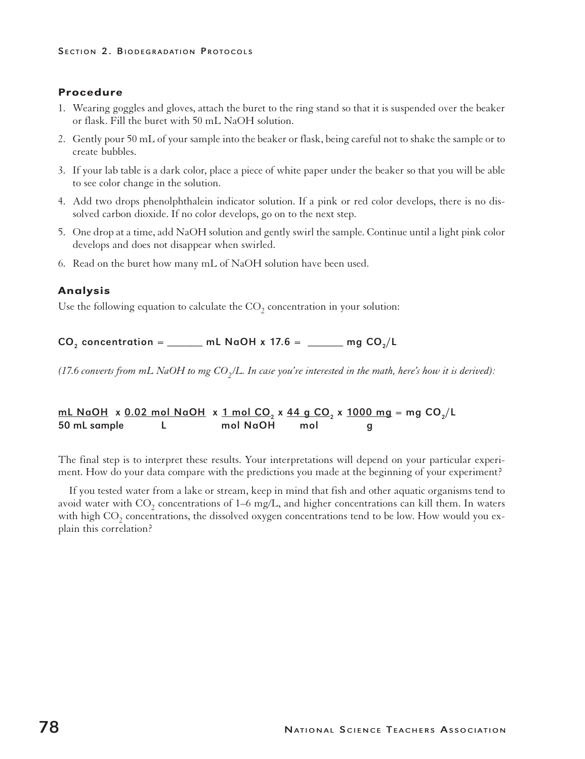## Procedure

1. Wearing goggles and gloves, attach the buret to the ring stand so that it is suspended over the beaker or flask. Fill the buret with 50 mL NaOH solution.
2. Gently pour 50 mL of your sample into the beaker or flask, being careful not to shake the sample or to create bubbles.
3. If your lab table is a dark color, place a piece of white paper under the beaker so that you will be able to see color change in the solution.
4. Add two drops phenolphthalein indicator solution. If a pink or red color develops, there is no dissolved carbon dioxide. If no color develops, go on to the next step.
5. One drop at a time, add NaOH solution and gently swirl the sample. Continue until a light pink color develops and does not disappear when swirled.
6. Read on the buret how many mL of NaOH solution have been used.

## Analysis

Use the following equation to calculate the $CO_2$ concentration in your solution:

**$CO_2$ concentration = \_\_\_\_\_\_ mL NaOH x 17.6 = \_\_\_\_\_\_ mg $CO_2$/L**

*(17.6 converts from mL NaOH to mg $CO_2$/L. In case you're interested in the math, here's how it is derived):*

$$\frac{\text{mL NaOH}}{\text{50 mL sample}} \times \frac{\text{0.02 mol NaOH}}{\text{L}} \times \frac{\text{1 mol } CO_2}{\text{mol NaOH}} \times \frac{\text{44 g } CO_2}{\text{mol}} \times \frac{\text{1000 mg}}{\text{g}} = \text{mg } CO_2/\text{L}$$

The final step is to interpret these results. Your interpretations will depend on your particular experiment. How do your data compare with the predictions you made at the beginning of your experiment?

If you tested water from a lake or stream, keep in mind that fish and other aquatic organisms tend to avoid water with $CO_2$ concentrations of 1–6 mg/L, and higher concentrations can kill them. In waters with high $CO_2$ concentrations, the dissolved oxygen concentrations tend to be low. How would you explain this correlation?